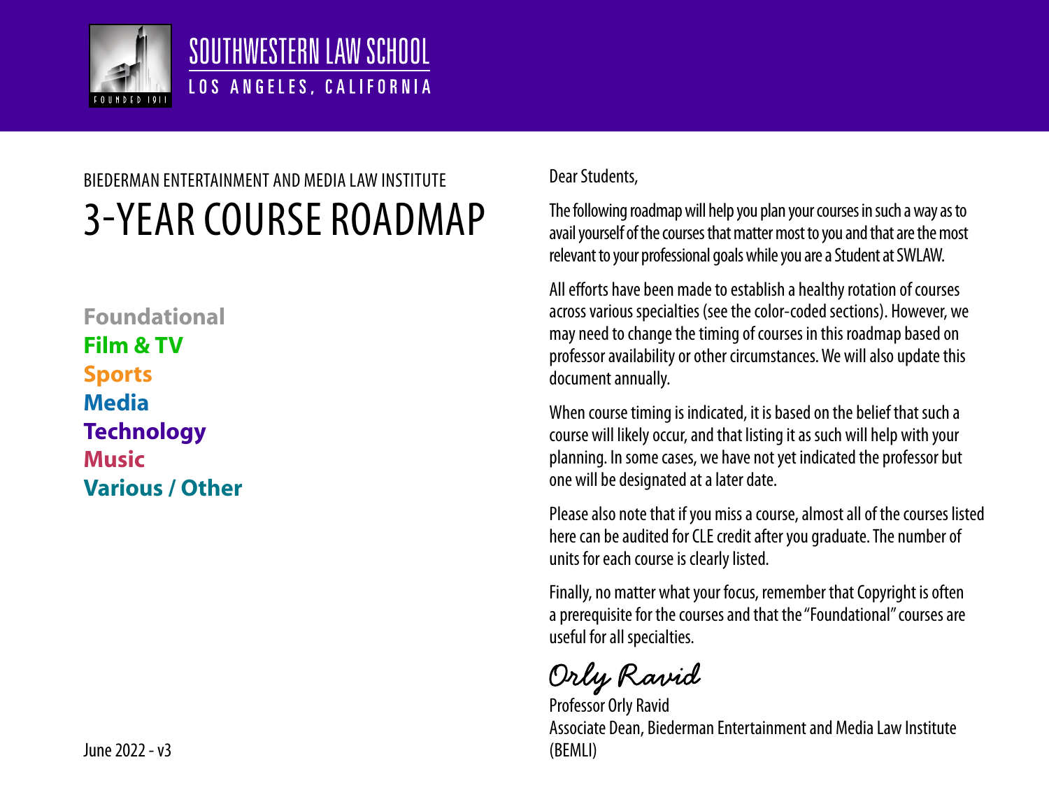SOUTHWESTERN LAW SCHOOL

LOS ANGELES, CALIFORNIA

BIEDERMAN ENTERTAINMENT AND MEDIA LAW INSTITUTE

# 3-YEAR COURSE ROADMAP

**Foundational**
**Film & TV**
**Sports**
**Media**
**Technology**
**Music**
**Various / Other**

June 2022 - v3

Dear Students,

The following roadmap will help you plan your courses in such a way as to avail yourself of the courses that matter most to you and that are the most relevant to your professional goals while you are a Student at SWLAW.

All efforts have been made to establish a healthy rotation of courses across various specialties (see the color-coded sections). However, we may need to change the timing of courses in this roadmap based on professor availability or other circumstances. We will also update this document annually.

When course timing is indicated, it is based on the belief that such a course will likely occur, and that listing it as such will help with your planning. In some cases, we have not yet indicated the professor but one will be designated at a later date.

Please also note that if you miss a course, almost all of the courses listed here can be audited for CLE credit after you graduate. The number of units for each course is clearly listed.

Finally, no matter what your focus, remember that Copyright is often a prerequisite for the courses and that the "Foundational" courses are useful for all specialties.

*Orly Ravid*

Professor Orly Ravid
Associate Dean, Biederman Entertainment and Media Law Institute (BEMLI)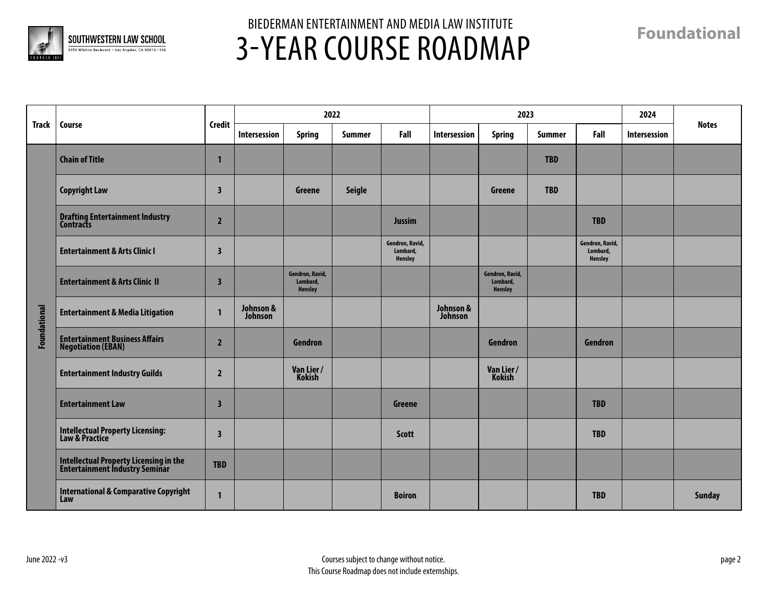BIEDERMAN ENTERTAINMENT AND MEDIA LAW INSTITUTE

# 3-YEAR COURSE ROADMAP

**Foundational**

| Track | Course | Credit | 2022 | | | | 2023 | | | | 2024 | Notes |
|---|---|---|---|---|---|---|---|---|---|---|---|---|
| | | | Intersession | Spring | Summer | Fall | Intersession | Spring | Summer | Fall | Intersession | |
| Foundational | Chain of Title | 1 | | | | | | | TBD | | | |
| | Copyright Law | 3 | | Greene | Seigle | | | Greene | TBD | | | |
| | Drafting Entertainment Industry Contracts | 2 | | | | Jussim | | | | TBD | | |
| | Entertainment & Arts Clinic I | 3 | | | | Gendron, Ravid, Lombard, Hensley | | | | Gendron, Ravid, Lombard, Hensley | | |
| | Entertainment & Arts Clinic II | 3 | | Gendron, Ravid, Lombard, Hensley | | | | Gendron, Ravid, Lombard, Hensley | | | | |
| | Entertainment & Media Litigation | 1 | Johnson & Johnson | | | | Johnson & Johnson | | | | | |
| | Entertainment Business Affairs Negotiation (EBAN) | 2 | | Gendron | | | | Gendron | | Gendron | | |
| | Entertainment Industry Guilds | 2 | | Van Lier / Kokish | | | | Van Lier / Kokish | | | | |
| | Entertainment Law | 3 | | | | Greene | | | | TBD | | |
| | Intellectual Property Licensing: Law & Practice | 3 | | | | Scott | | | | TBD | | |
| | Intellectual Property Licensing in the Entertainment Industry Seminar | TBD | | | | | | | | | | |
| | International & Comparative Copyright Law | 1 | | | | Boiron | | | | TBD | | Sunday |

June 2022 -v3

Courses subject to change without notice.
This Course Roadmap does not include externships.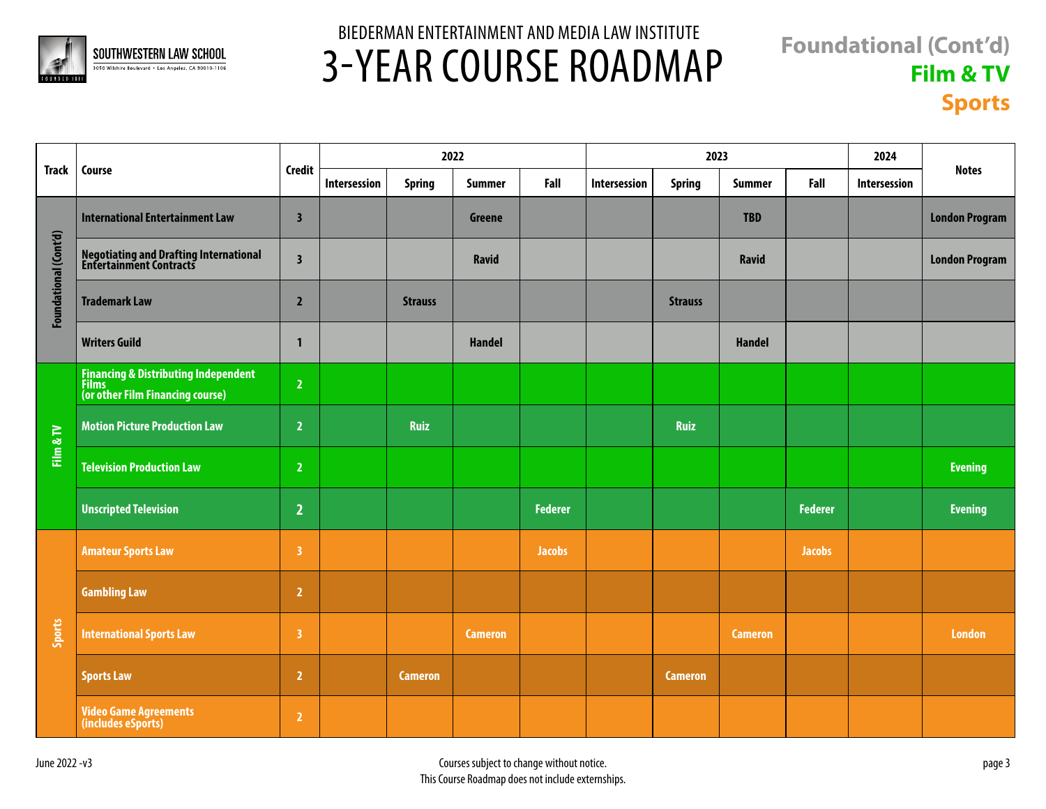SOUTHWESTERN LAW SCHOOL
3050 Wilshire Boulevard • Los Angeles, CA 90010-1106

# BIEDERMAN ENTERTAINMENT AND MEDIA LAW INSTITUTE
# 3-YEAR COURSE ROADMAP

**Foundational (Cont'd)**
**Film & TV**
**Sports**

| Track | Course | Credit | 2022 | | | | 2023 | | | | 2024 | Notes |
|---|---|---|---|---|---|---|---|---|---|---|---|---|
| | | | Intersession | Spring | Summer | Fall | Intersession | Spring | Summer | Fall | Intersession | |
| Foundational (Cont'd) | International Entertainment Law | 3 | | | Greene | | | | TBD | | | London Program |
| | Negotiating and Drafting International Entertainment Contracts | 3 | | | Ravid | | | | Ravid | | | London Program |
| | Trademark Law | 2 | | Strauss | | | | Strauss | | | | |
| | Writers Guild | 1 | | | Handel | | | | Handel | | | |
| Film & TV | Financing & Distributing Independent Films (or other Film Financing course) | 2 | | | | | | | | | | |
| | Motion Picture Production Law | 2 | | Ruiz | | | | Ruiz | | | | |
| | Television Production Law | 2 | | | | | | | | | | Evening |
| | Unscripted Television | 2 | | | | Federer | | | | Federer | | Evening |
| Sports | Amateur Sports Law | 3 | | | | Jacobs | | | | Jacobs | | |
| | Gambling Law | 2 | | | | | | | | | | |
| | International Sports Law | 3 | | | Cameron | | | | Cameron | | | London |
| | Sports Law | 2 | | Cameron | | | | Cameron | | | | |
| | Video Game Agreements (includes eSports) | 2 | | | | | | | | | | |

June 2022 -v3

Courses subject to change without notice.
This Course Roadmap does not include externships.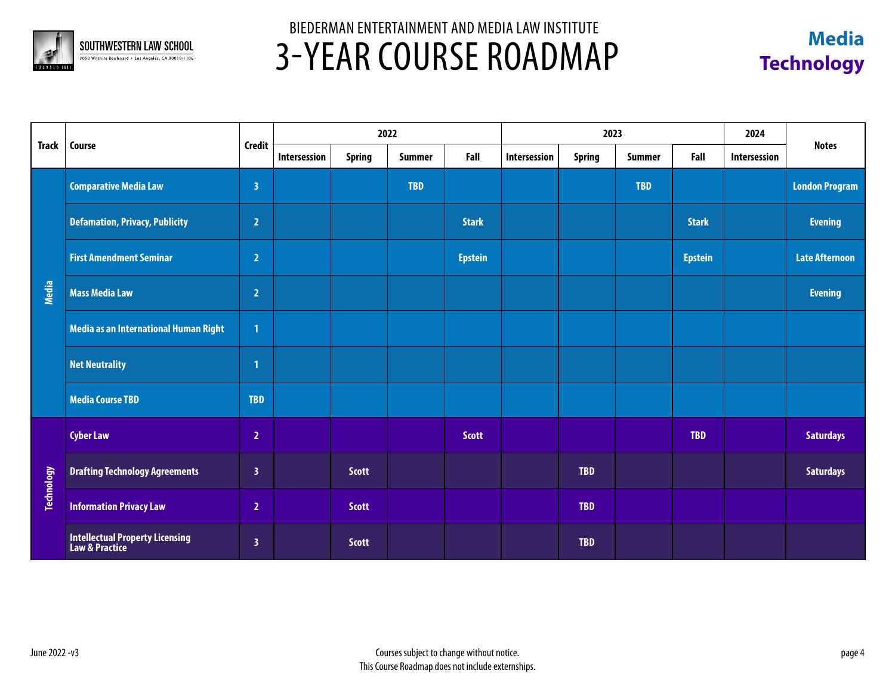SOUTHWESTERN LAW SCHOOL
3050 Wilshire Boulevard • Los Angeles, CA 90010-1106

# BIEDERMAN ENTERTAINMENT AND MEDIA LAW INSTITUTE
# 3-YEAR COURSE ROADMAP

**Media**
**Technology**

| Track | Course | Credit | 2022 | | | | 2023 | | | | 2024 | Notes |
|---|---|---|---|---|---|---|---|---|---|---|---|---|
| | | | Intersession | Spring | Summer | Fall | Intersession | Spring | Summer | Fall | Intersession | |
| Media | Comparative Media Law | 3 | | | TBD | | | | TBD | | | London Program |
| Media | Defamation, Privacy, Publicity | 2 | | | | Stark | | | | Stark | | Evening |
| Media | First Amendment Seminar | 2 | | | | Epstein | | | | Epstein | | Late Afternoon |
| Media | Mass Media Law | 2 | | | | | | | | | | Evening |
| Media | Media as an International Human Right | 1 | | | | | | | | | | |
| Media | Net Neutrality | 1 | | | | | | | | | | |
| Media | Media Course TBD | TBD | | | | | | | | | | |
| Technology | Cyber Law | 2 | | | | Scott | | | | TBD | | Saturdays |
| Technology | Drafting Technology Agreements | 3 | | Scott | | | | TBD | | | | Saturdays |
| Technology | Information Privacy Law | 2 | | Scott | | | | TBD | | | | |
| Technology | Intellectual Property Licensing Law & Practice | 3 | | Scott | | | | TBD | | | | |

June 2022 -v3

Courses subject to change without notice.
This Course Roadmap does not include externships.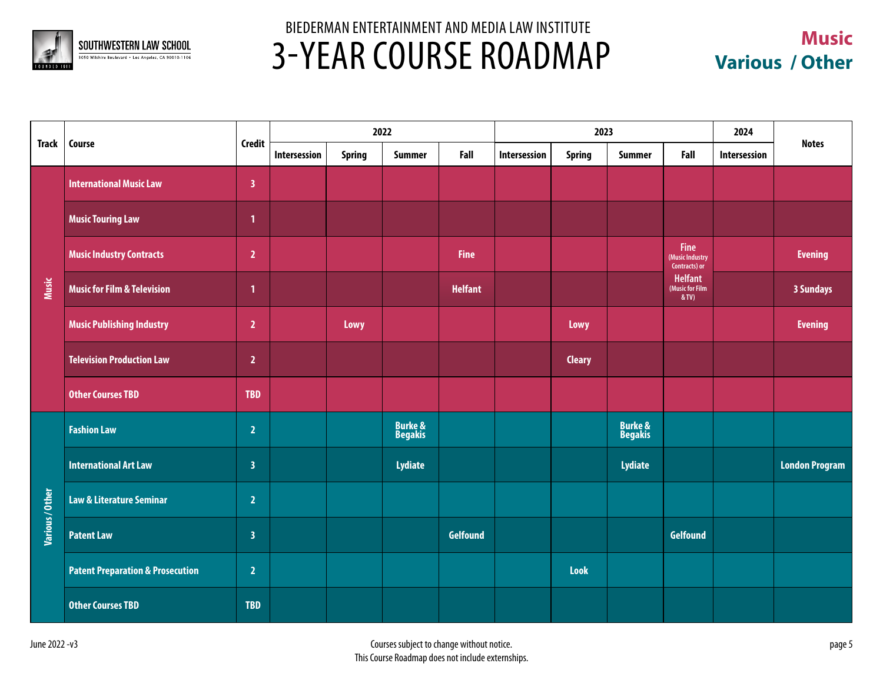SOUTHWESTERN LAW SCHOOL
3050 Wilshire Boulevard • Los Angeles, CA 90010-1106

# BIEDERMAN ENTERTAINMENT AND MEDIA LAW INSTITUTE
# 3-YEAR COURSE ROADMAP

**Music**
**Various / Other**

| Track | Course | Credit | 2022 | | | | 2023 | | | | 2024 | Notes |
|---|---|---|---|---|---|---|---|---|---|---|---|---|
| | | | Intersession | Spring | Summer | Fall | Intersession | Spring | Summer | Fall | Intersession | |
| Music | International Music Law | 3 | | | | | | | | | | |
| | Music Touring Law | 1 | | | | | | | | | | |
| | Music Industry Contracts | 2 | | | | Fine | | | | Fine (Music Industry Contracts) or | | Evening |
| | Music for Film & Television | 1 | | | | Helfant | | | | Helfant (Music for Film & TV) | | 3 Sundays |
| | Music Publishing Industry | 2 | | Lowy | | | | Lowy | | | | Evening |
| | Television Production Law | 2 | | | | | | Cleary | | | | |
| | Other Courses TBD | TBD | | | | | | | | | | |
| Various / Other | Fashion Law | 2 | | | Burke & Begakis | | | | Burke & Begakis | | | |
| | International Art Law | 3 | | | Lydiate | | | | Lydiate | | | London Program |
| | Law & Literature Seminar | 2 | | | | | | | | | | |
| | Patent Law | 3 | | | | Gelfound | | | | Gelfound | | |
| | Patent Preparation & Prosecution | 2 | | | | | | Look | | | | |
| | Other Courses TBD | TBD | | | | | | | | | | |

June 2022 -v3

Courses subject to change without notice.
This Course Roadmap does not include externships.